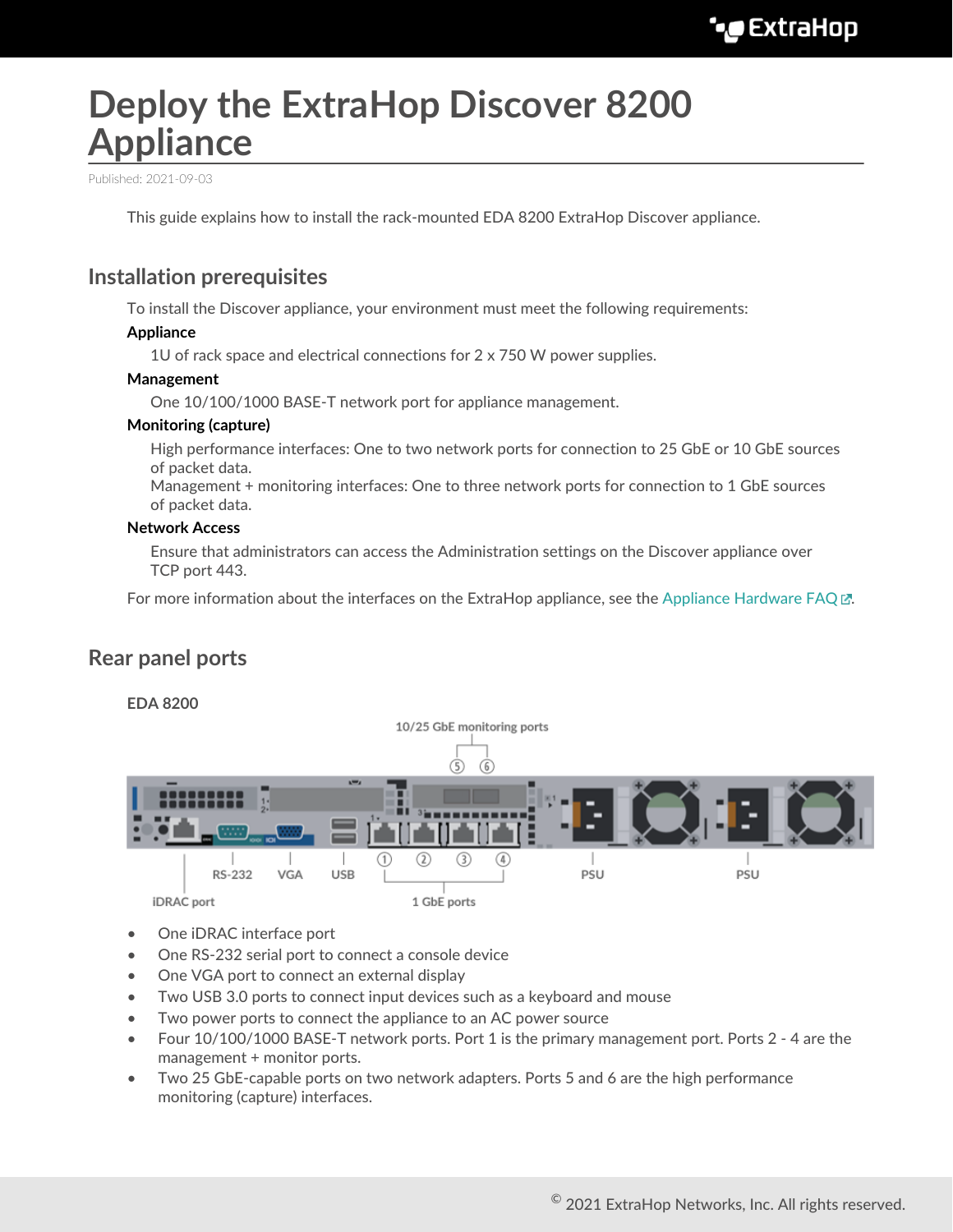// Deploy the ExtraHop Discover 8200 Appliance

Published: 2021-09-03

This guide explains how to install the rack-mounted EDA 8200 ExtraHop Discover appliance.

## Installation prerequisites

To install the Discover appliance, your environment must meet the following requirements:

**Appliance**

1U of rack space and electrical connections for 2 x 750 W power supplies.

**Management**

One 10/100/1000 BASE-T network port for appliance management.

**Monitoring (capture)**

High performance interfaces: One to two network ports for connection to 25 GbE or 10 GbE sources of packet data.
Management + monitoring interfaces: One to three network ports for connection to 1 GbE sources of packet data.

**Network Access**

Ensure that administrators can access the Administration settings on the Discover appliance over TCP port 443.

For more information about the interfaces on the ExtraHop appliance, see the Appliance Hardware FAQ.

## Rear panel ports

**EDA 8200**

10/25 GbE monitoring ports

RS-232 VGA USB PSU PSU

iDRAC port 1 GbE ports

- One iDRAC interface port
- One RS-232 serial port to connect a console device
- One VGA port to connect an external display
- Two USB 3.0 ports to connect input devices such as a keyboard and mouse
- Two power ports to connect the appliance to an AC power source
- Four 10/100/1000 BASE-T network ports. Port 1 is the primary management port. Ports 2 - 4 are the management + monitor ports.
- Two 25 GbE-capable ports on two network adapters. Ports 5 and 6 are the high performance monitoring (capture) interfaces.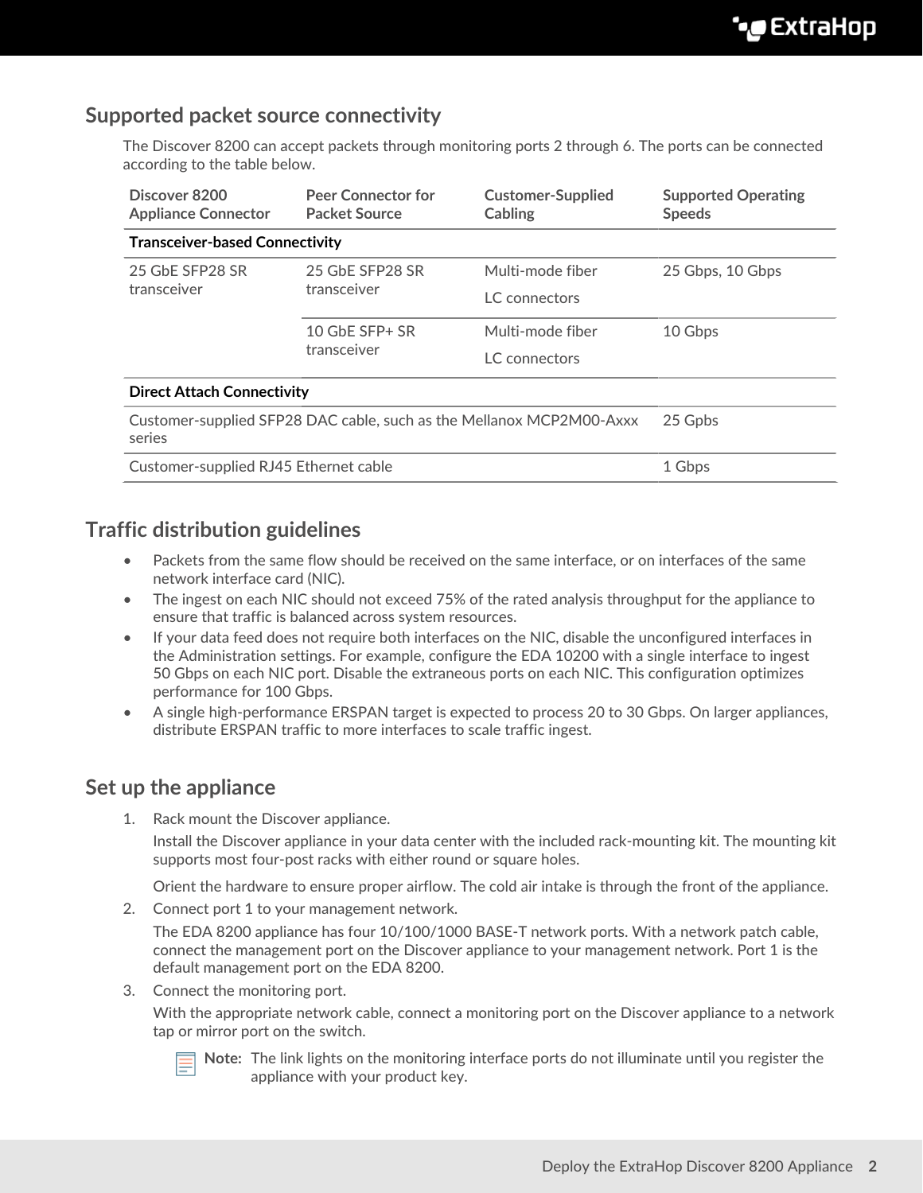## Supported packet source connectivity

The Discover 8200 can accept packets through monitoring ports 2 through 6. The ports can be connected according to the table below.

| Discover 8200 Appliance Connector | Peer Connector for Packet Source | Customer-Supplied Cabling | Supported Operating Speeds |
|---|---|---|---|
| **Transceiver-based Connectivity** | | | |
| 25 GbE SFP28 SR transceiver | 25 GbE SFP28 SR transceiver | Multi-mode fiber<br>LC connectors | 25 Gbps, 10 Gbps |
| | 10 GbE SFP+ SR transceiver | Multi-mode fiber<br>LC connectors | 10 Gbps |
| **Direct Attach Connectivity** | | | |
| Customer-supplied SFP28 DAC cable, such as the Mellanox MCP2M00-Axxx series | | | 25 Gpbs |
| Customer-supplied RJ45 Ethernet cable | | | 1 Gbps |

## Traffic distribution guidelines

- Packets from the same flow should be received on the same interface, or on interfaces of the same network interface card (NIC).
- The ingest on each NIC should not exceed 75% of the rated analysis throughput for the appliance to ensure that traffic is balanced across system resources.
- If your data feed does not require both interfaces on the NIC, disable the unconfigured interfaces in the Administration settings. For example, configure the EDA 10200 with a single interface to ingest 50 Gbps on each NIC port. Disable the extraneous ports on each NIC. This configuration optimizes performance for 100 Gbps.
- A single high-performance ERSPAN target is expected to process 20 to 30 Gbps. On larger appliances, distribute ERSPAN traffic to more interfaces to scale traffic ingest.

## Set up the appliance

1. Rack mount the Discover appliance.

   Install the Discover appliance in your data center with the included rack-mounting kit. The mounting kit supports most four-post racks with either round or square holes.

   Orient the hardware to ensure proper airflow. The cold air intake is through the front of the appliance.

2. Connect port 1 to your management network.

   The EDA 8200 appliance has four 10/100/1000 BASE-T network ports. With a network patch cable, connect the management port on the Discover appliance to your management network. Port 1 is the default management port on the EDA 8200.

3. Connect the monitoring port.

   With the appropriate network cable, connect a monitoring port on the Discover appliance to a network tap or mirror port on the switch.

   **Note:** The link lights on the monitoring interface ports do not illuminate until you register the appliance with your product key.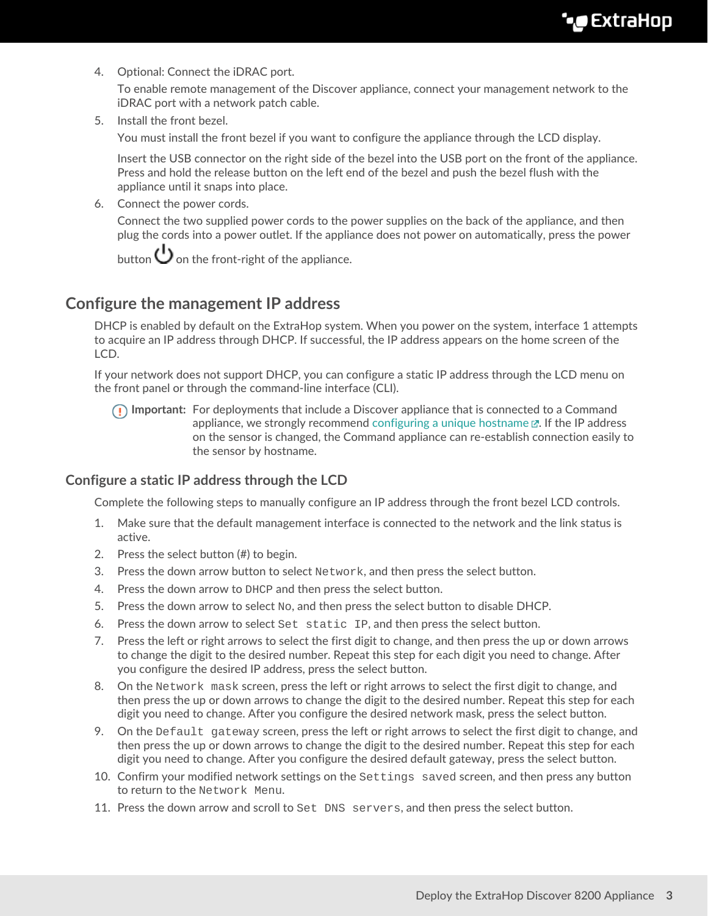4. Optional: Connect the iDRAC port.

   To enable remote management of the Discover appliance, connect your management network to the iDRAC port with a network patch cable.
5. Install the front bezel.

   You must install the front bezel if you want to configure the appliance through the LCD display.

   Insert the USB connector on the right side of the bezel into the USB port on the front of the appliance. Press and hold the release button on the left end of the bezel and push the bezel flush with the appliance until it snaps into place.
6. Connect the power cords.

   Connect the two supplied power cords to the power supplies on the back of the appliance, and then plug the cords into a power outlet. If the appliance does not power on automatically, press the power button ⏻ on the front-right of the appliance.

## Configure the management IP address

DHCP is enabled by default on the ExtraHop system. When you power on the system, interface 1 attempts to acquire an IP address through DHCP. If successful, the IP address appears on the home screen of the LCD.

If your network does not support DHCP, you can configure a static IP address through the LCD menu on the front panel or through the command-line interface (CLI).

**Important:** For deployments that include a Discover appliance that is connected to a Command appliance, we strongly recommend configuring a unique hostname. If the IP address on the sensor is changed, the Command appliance can re-establish connection easily to the sensor by hostname.

### Configure a static IP address through the LCD

Complete the following steps to manually configure an IP address through the front bezel LCD controls.

1. Make sure that the default management interface is connected to the network and the link status is active.
2. Press the select button (#) to begin.
3. Press the down arrow button to select `Network`, and then press the select button.
4. Press the down arrow to `DHCP` and then press the select button.
5. Press the down arrow to select `No`, and then press the select button to disable DHCP.
6. Press the down arrow to select `Set static IP`, and then press the select button.
7. Press the left or right arrows to select the first digit to change, and then press the up or down arrows to change the digit to the desired number. Repeat this step for each digit you need to change. After you configure the desired IP address, press the select button.
8. On the `Network mask` screen, press the left or right arrows to select the first digit to change, and then press the up or down arrows to change the digit to the desired number. Repeat this step for each digit you need to change. After you configure the desired network mask, press the select button.
9. On the `Default gateway` screen, press the left or right arrows to select the first digit to change, and then press the up or down arrows to change the digit to the desired number. Repeat this step for each digit you need to change. After you configure the desired default gateway, press the select button.
10. Confirm your modified network settings on the `Settings saved` screen, and then press any button to return to the `Network Menu`.
11. Press the down arrow and scroll to `Set DNS servers`, and then press the select button.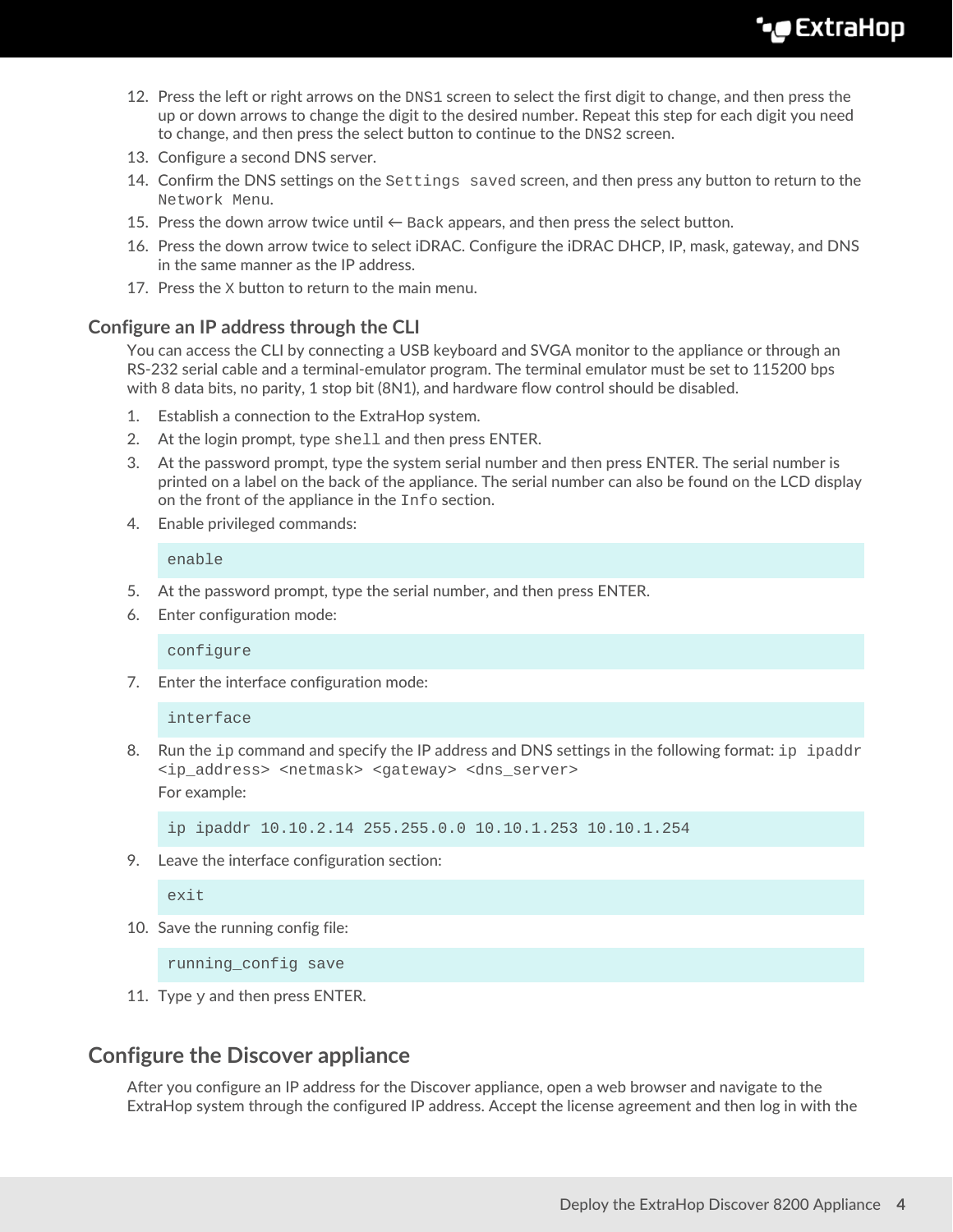12. Press the left or right arrows on the `DNS1` screen to select the first digit to change, and then press the up or down arrows to change the digit to the desired number. Repeat this step for each digit you need to change, and then press the select button to continue to the `DNS2` screen.
13. Configure a second DNS server.
14. Confirm the DNS settings on the `Settings saved` screen, and then press any button to return to the `Network Menu`.
15. Press the down arrow twice until ← `Back` appears, and then press the select button.
16. Press the down arrow twice to select iDRAC. Configure the iDRAC DHCP, IP, mask, gateway, and DNS in the same manner as the IP address.
17. Press the `X` button to return to the main menu.

### Configure an IP address through the CLI

You can access the CLI by connecting a USB keyboard and SVGA monitor to the appliance or through an RS-232 serial cable and a terminal-emulator program. The terminal emulator must be set to 115200 bps with 8 data bits, no parity, 1 stop bit (8N1), and hardware flow control should be disabled.

1. Establish a connection to the ExtraHop system.
2. At the login prompt, type `shell` and then press ENTER.
3. At the password prompt, type the system serial number and then press ENTER. The serial number is printed on a label on the back of the appliance. The serial number can also be found on the LCD display on the front of the appliance in the `Info` section.
4. Enable privileged commands:

   ```
   enable
   ```

5. At the password prompt, type the serial number, and then press ENTER.
6. Enter configuration mode:

   ```
   configure
   ```

7. Enter the interface configuration mode:

   ```
   interface
   ```

8. Run the `ip` command and specify the IP address and DNS settings in the following format: `ip ipaddr <ip_address> <netmask> <gateway> <dns_server>`

   For example:

   ```
   ip ipaddr 10.10.2.14 255.255.0.0 10.10.1.253 10.10.1.254
   ```

9. Leave the interface configuration section:

   ```
   exit
   ```

10. Save the running config file:

    ```
    running_config save
    ```

11. Type y and then press ENTER.

## Configure the Discover appliance

After you configure an IP address for the Discover appliance, open a web browser and navigate to the ExtraHop system through the configured IP address. Accept the license agreement and then log in with the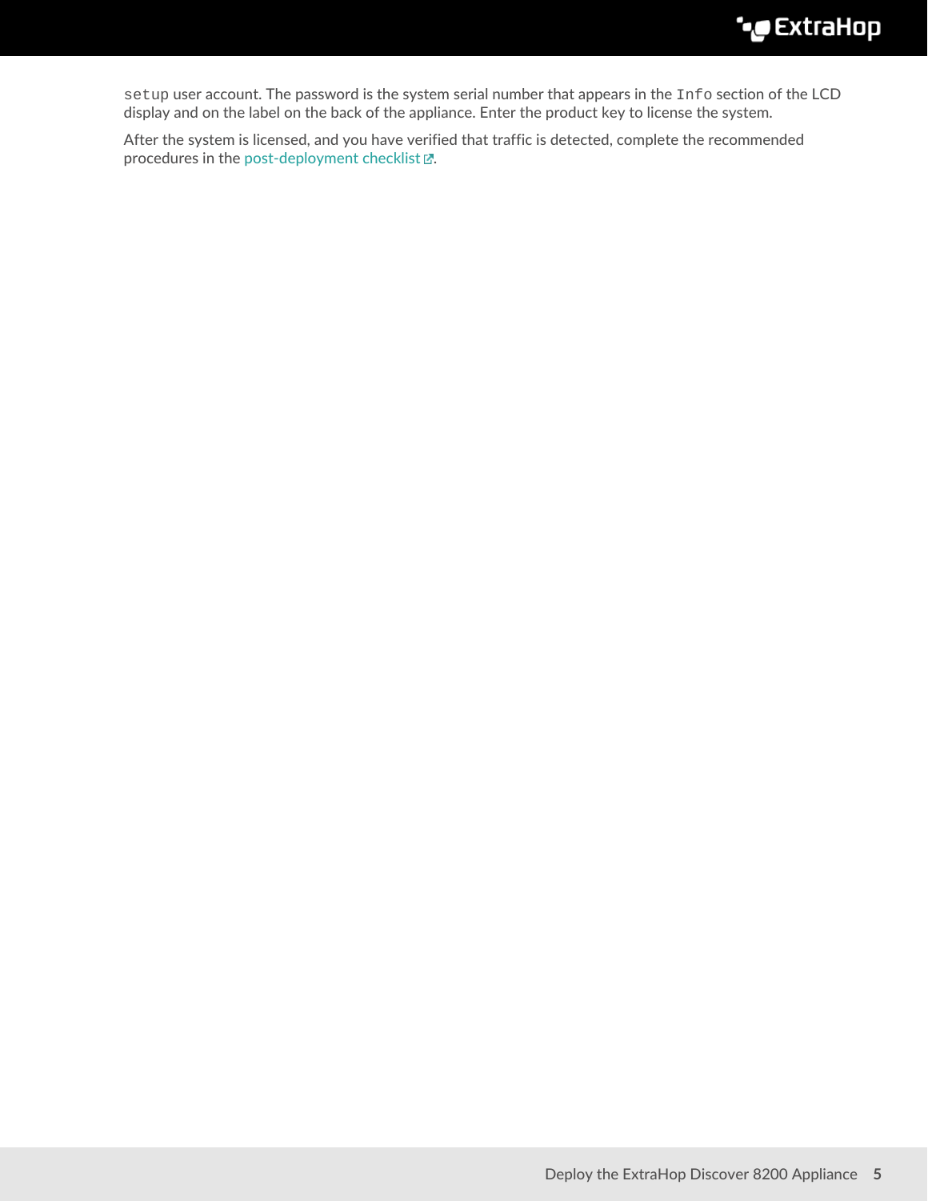`setup` user account. The password is the system serial number that appears in the `Info` section of the LCD display and on the label on the back of the appliance. Enter the product key to license the system.

After the system is licensed, and you have verified that traffic is detected, complete the recommended procedures in the post-deployment checklist.